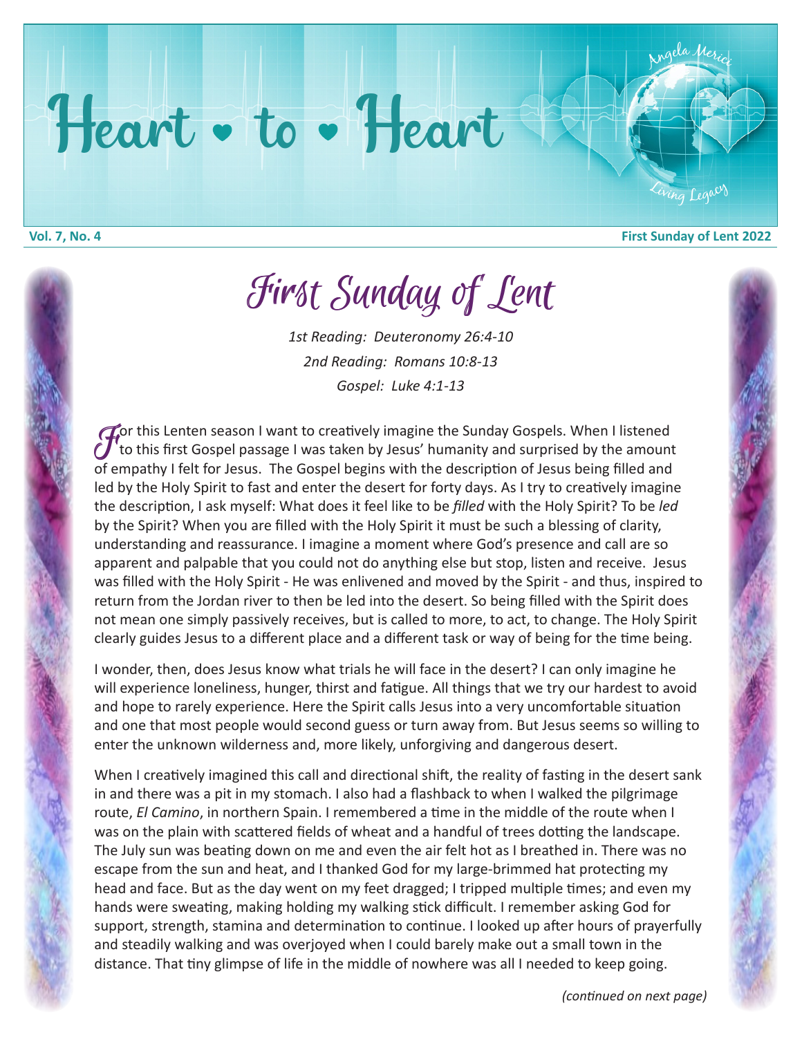# Heart • to • Heart

Angela Merici Living Legacy

**Vol. 7, No. 4** **First Sunday of Lent 2022**

## First Sunday of Lent

*1st Reading: Deuteronomy 26:4-10*

*2nd Reading: Romans 10:8-13*

*Gospel: Luke 4:1-13*

For this Lenten season I want to creatively imagine the Sunday Gospels. When I listened to this first Gospel passage I was taken by Jesus' humanity and surprised by the amount of empathy I felt for Jesus. The Gospel begins with the description of Jesus being filled and led by the Holy Spirit to fast and enter the desert for forty days. As I try to creatively imagine the description, I ask myself: What does it feel like to be *filled* with the Holy Spirit? To be *led* by the Spirit? When you are filled with the Holy Spirit it must be such a blessing of clarity, understanding and reassurance. I imagine a moment where God's presence and call are so apparent and palpable that you could not do anything else but stop, listen and receive. Jesus was filled with the Holy Spirit - He was enlivened and moved by the Spirit - and thus, inspired to return from the Jordan river to then be led into the desert. So being filled with the Spirit does not mean one simply passively receives, but is called to more, to act, to change. The Holy Spirit clearly guides Jesus to a different place and a different task or way of being for the time being.

I wonder, then, does Jesus know what trials he will face in the desert? I can only imagine he will experience loneliness, hunger, thirst and fatigue. All things that we try our hardest to avoid and hope to rarely experience. Here the Spirit calls Jesus into a very uncomfortable situation and one that most people would second guess or turn away from. But Jesus seems so willing to enter the unknown wilderness and, more likely, unforgiving and dangerous desert.

When I creatively imagined this call and directional shift, the reality of fasting in the desert sank in and there was a pit in my stomach. I also had a flashback to when I walked the pilgrimage route, *El Camino*, in northern Spain. I remembered a time in the middle of the route when I was on the plain with scattered fields of wheat and a handful of trees dotting the landscape. The July sun was beating down on me and even the air felt hot as I breathed in. There was no escape from the sun and heat, and I thanked God for my large-brimmed hat protecting my head and face. But as the day went on my feet dragged; I tripped multiple times; and even my hands were sweating, making holding my walking stick difficult. I remember asking God for support, strength, stamina and determination to continue. I looked up after hours of prayerfully and steadily walking and was overjoyed when I could barely make out a small town in the distance. That tiny glimpse of life in the middle of nowhere was all I needed to keep going.

*(continued on next page)*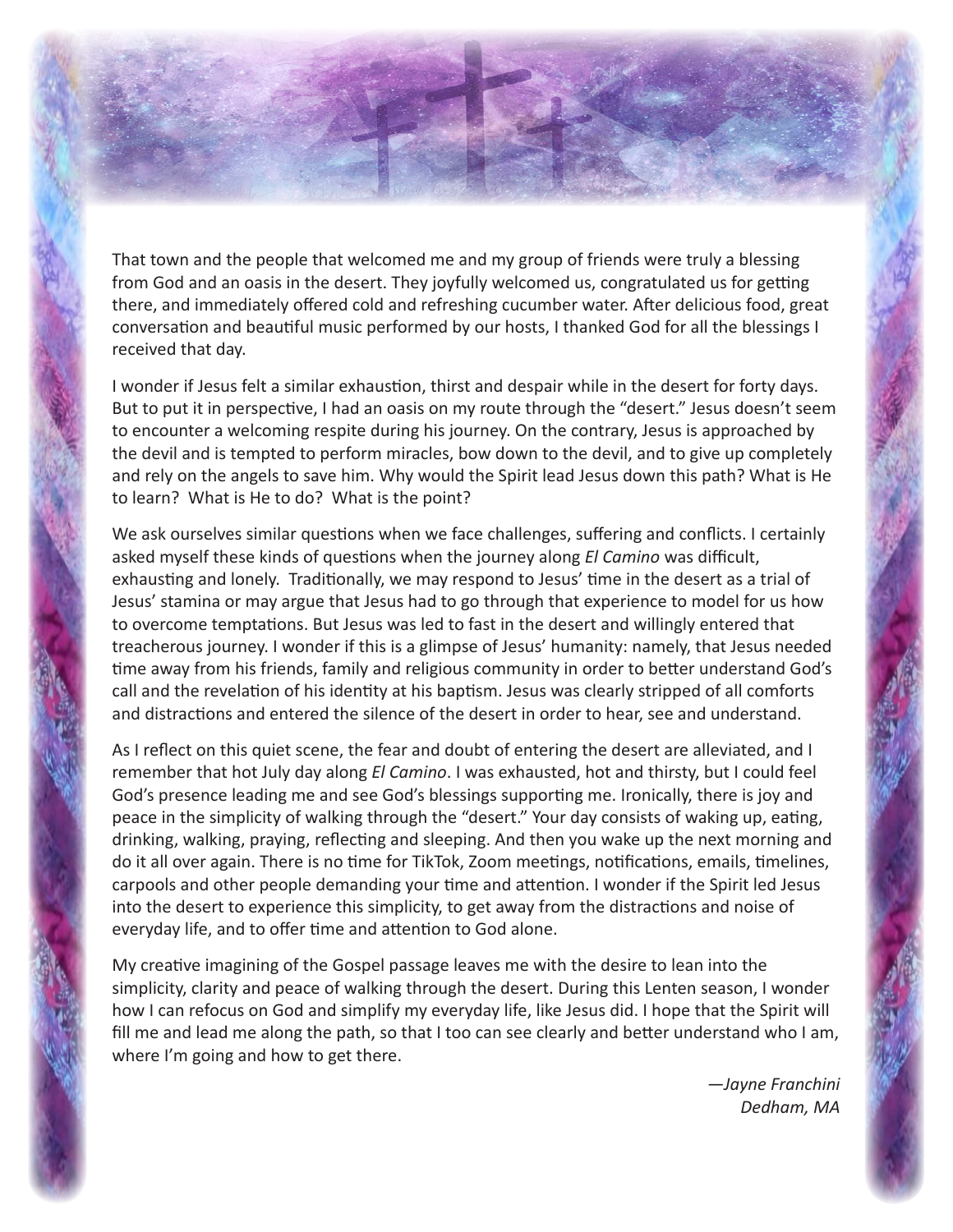That town and the people that welcomed me and my group of friends were truly a blessing from God and an oasis in the desert. They joyfully welcomed us, congratulated us for getting there, and immediately offered cold and refreshing cucumber water. After delicious food, great conversation and beautiful music performed by our hosts, I thanked God for all the blessings I received that day.

I wonder if Jesus felt a similar exhaustion, thirst and despair while in the desert for forty days. But to put it in perspective, I had an oasis on my route through the "desert." Jesus doesn't seem to encounter a welcoming respite during his journey. On the contrary, Jesus is approached by the devil and is tempted to perform miracles, bow down to the devil, and to give up completely and rely on the angels to save him. Why would the Spirit lead Jesus down this path? What is He to learn? What is He to do? What is the point?

We ask ourselves similar questions when we face challenges, suffering and conflicts. I certainly asked myself these kinds of questions when the journey along *El Camino* was difficult, exhausting and lonely. Traditionally, we may respond to Jesus' time in the desert as a trial of Jesus' stamina or may argue that Jesus had to go through that experience to model for us how to overcome temptations. But Jesus was led to fast in the desert and willingly entered that treacherous journey. I wonder if this is a glimpse of Jesus' humanity: namely, that Jesus needed time away from his friends, family and religious community in order to better understand God's call and the revelation of his identity at his baptism. Jesus was clearly stripped of all comforts and distractions and entered the silence of the desert in order to hear, see and understand.

As I reflect on this quiet scene, the fear and doubt of entering the desert are alleviated, and I remember that hot July day along *El Camino*. I was exhausted, hot and thirsty, but I could feel God's presence leading me and see God's blessings supporting me. Ironically, there is joy and peace in the simplicity of walking through the "desert." Your day consists of waking up, eating, drinking, walking, praying, reflecting and sleeping. And then you wake up the next morning and do it all over again. There is no time for TikTok, Zoom meetings, notifications, emails, timelines, carpools and other people demanding your time and attention. I wonder if the Spirit led Jesus into the desert to experience this simplicity, to get away from the distractions and noise of everyday life, and to offer time and attention to God alone.

My creative imagining of the Gospel passage leaves me with the desire to lean into the simplicity, clarity and peace of walking through the desert. During this Lenten season, I wonder how I can refocus on God and simplify my everyday life, like Jesus did. I hope that the Spirit will fill me and lead me along the path, so that I too can see clearly and better understand who I am, where I'm going and how to get there.

*—Jayne Franchini*
*Dedham, MA*